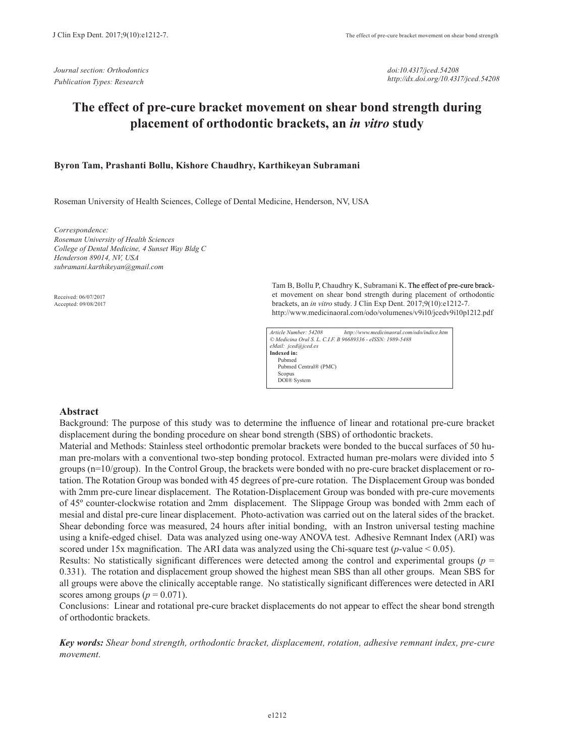*Journal section: Orthodontics*
*Publication Types: Research*

*doi:10.4317/jced.54208*
*http://dx.doi.org/10.4317/jced.54208*

# The effect of pre-cure bracket movement on shear bond strength during placement of orthodontic brackets, an *in vitro* study

**Byron Tam, Prashanti Bollu, Kishore Chaudhry, Karthikeyan Subramani**

Roseman University of Health Sciences, College of Dental Medicine, Henderson, NV, USA

*Correspondence:*
*Roseman University of Health Sciences*
*College of Dental Medicine, 4 Sunset Way Bldg C*
*Henderson 89014, NV, USA*
*subramani.karthikeyan@gmail.com*

Received: 06/07/2017
Accepted: 09/08/2017

Tam B, Bollu P, Chaudhry K, Subramani K. The effect of pre-cure bracket movement on shear bond strength during placement of orthodontic brackets, an *in vitro* study. J Clin Exp Dent. 2017;9(10):e1212-7.
http://www.medicinaoral.com/odo/volumenes/v9i10/jcedv9i10p1212.pdf

*Article Number: 54208 http://www.medicinaoral.com/odo/indice.htm*
*© Medicina Oral S. L. C.I.F. B 96689336 - eISSN: 1989-5488*
*eMail: jced@jced.es*
**Indexed in:**
Pubmed
Pubmed Central® (PMC)
Scopus
DOI® System

## Abstract

Background: The purpose of this study was to determine the influence of linear and rotational pre-cure bracket displacement during the bonding procedure on shear bond strength (SBS) of orthodontic brackets.

Material and Methods: Stainless steel orthodontic premolar brackets were bonded to the buccal surfaces of 50 human pre-molars with a conventional two-step bonding protocol. Extracted human pre-molars were divided into 5 groups (n=10/group). In the Control Group, the brackets were bonded with no pre-cure bracket displacement or rotation. The Rotation Group was bonded with 45 degrees of pre-cure rotation. The Displacement Group was bonded with 2mm pre-cure linear displacement. The Rotation-Displacement Group was bonded with pre-cure movements of 45º counter-clockwise rotation and 2mm displacement. The Slippage Group was bonded with 2mm each of mesial and distal pre-cure linear displacement. Photo-activation was carried out on the lateral sides of the bracket. Shear debonding force was measured, 24 hours after initial bonding, with an Instron universal testing machine using a knife-edged chisel. Data was analyzed using one-way ANOVA test. Adhesive Remnant Index (ARI) was scored under 15x magnification. The ARI data was analyzed using the Chi-square test (*p*-value $< 0.05$).

Results: No statistically significant differences were detected among the control and experimental groups ($p = 0.331$). The rotation and displacement group showed the highest mean SBS than all other groups. Mean SBS for all groups were above the clinically acceptable range. No statistically significant differences were detected in ARI scores among groups ($p = 0.071$).

Conclusions: Linear and rotational pre-cure bracket displacements do not appear to effect the shear bond strength of orthodontic brackets.

***Key words:*** *Shear bond strength, orthodontic bracket, displacement, rotation, adhesive remnant index, pre-cure movement.*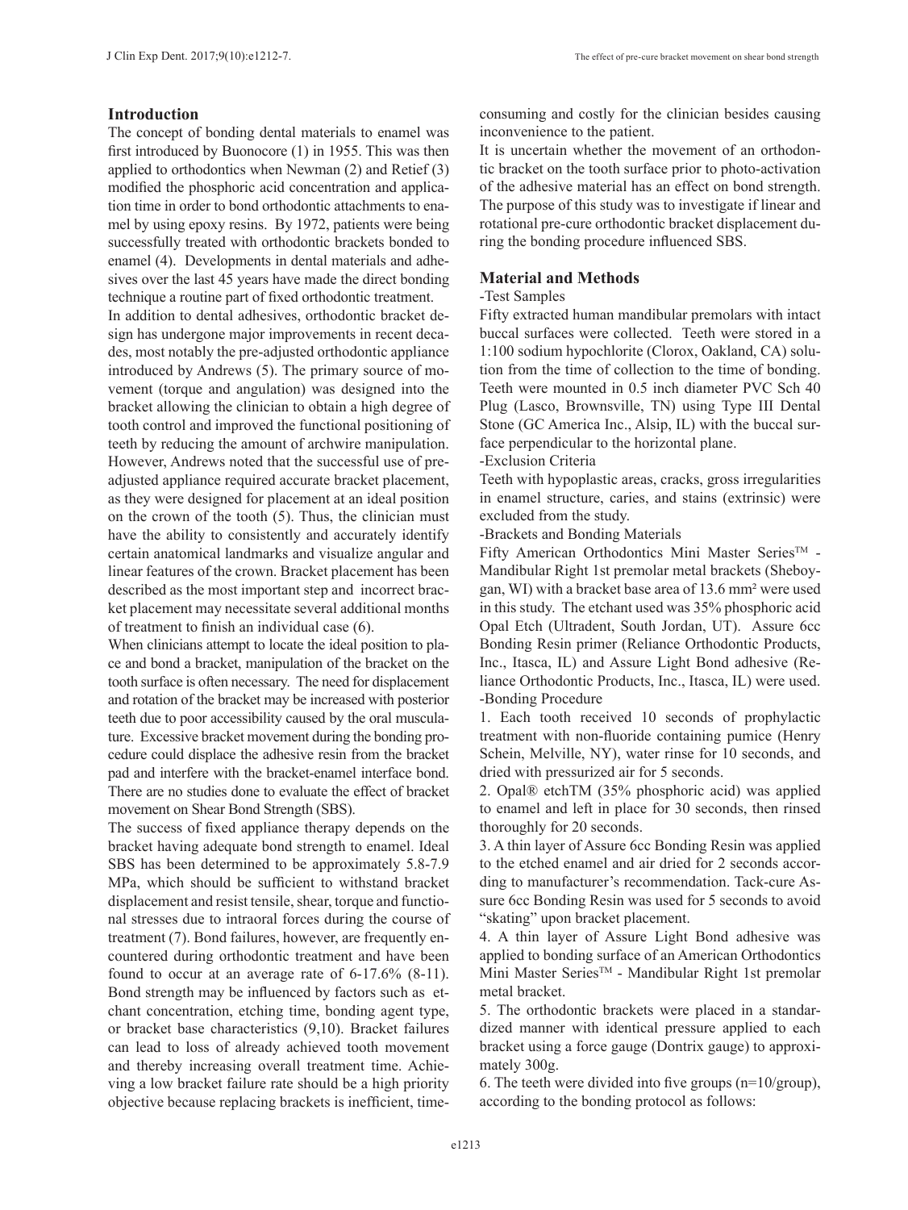## Introduction

The concept of bonding dental materials to enamel was first introduced by Buonocore (1) in 1955. This was then applied to orthodontics when Newman (2) and Retief (3) modified the phosphoric acid concentration and application time in order to bond orthodontic attachments to enamel by using epoxy resins. By 1972, patients were being successfully treated with orthodontic brackets bonded to enamel (4). Developments in dental materials and adhesives over the last 45 years have made the direct bonding technique a routine part of fixed orthodontic treatment.

In addition to dental adhesives, orthodontic bracket design has undergone major improvements in recent decades, most notably the pre-adjusted orthodontic appliance introduced by Andrews (5). The primary source of movement (torque and angulation) was designed into the bracket allowing the clinician to obtain a high degree of tooth control and improved the functional positioning of teeth by reducing the amount of archwire manipulation. However, Andrews noted that the successful use of pre-adjusted appliance required accurate bracket placement, as they were designed for placement at an ideal position on the crown of the tooth (5). Thus, the clinician must have the ability to consistently and accurately identify certain anatomical landmarks and visualize angular and linear features of the crown. Bracket placement has been described as the most important step and incorrect bracket placement may necessitate several additional months of treatment to finish an individual case (6).

When clinicians attempt to locate the ideal position to place and bond a bracket, manipulation of the bracket on the tooth surface is often necessary. The need for displacement and rotation of the bracket may be increased with posterior teeth due to poor accessibility caused by the oral musculature. Excessive bracket movement during the bonding procedure could displace the adhesive resin from the bracket pad and interfere with the bracket-enamel interface bond. There are no studies done to evaluate the effect of bracket movement on Shear Bond Strength (SBS).

The success of fixed appliance therapy depends on the bracket having adequate bond strength to enamel. Ideal SBS has been determined to be approximately 5.8-7.9 MPa, which should be sufficient to withstand bracket displacement and resist tensile, shear, torque and functional stresses due to intraoral forces during the course of treatment (7). Bond failures, however, are frequently encountered during orthodontic treatment and have been found to occur at an average rate of 6-17.6% (8-11). Bond strength may be influenced by factors such as etchant concentration, etching time, bonding agent type, or bracket base characteristics (9,10). Bracket failures can lead to loss of already achieved tooth movement and thereby increasing overall treatment time. Achieving a low bracket failure rate should be a high priority objective because replacing brackets is inefficient, time-consuming and costly for the clinician besides causing inconvenience to the patient.

It is uncertain whether the movement of an orthodontic bracket on the tooth surface prior to photo-activation of the adhesive material has an effect on bond strength. The purpose of this study was to investigate if linear and rotational pre-cure orthodontic bracket displacement during the bonding procedure influenced SBS.

## Material and Methods

-Test Samples

Fifty extracted human mandibular premolars with intact buccal surfaces were collected. Teeth were stored in a 1:100 sodium hypochlorite (Clorox, Oakland, CA) solution from the time of collection to the time of bonding. Teeth were mounted in 0.5 inch diameter PVC Sch 40 Plug (Lasco, Brownsville, TN) using Type III Dental Stone (GC America Inc., Alsip, IL) with the buccal surface perpendicular to the horizontal plane.

-Exclusion Criteria

Teeth with hypoplastic areas, cracks, gross irregularities in enamel structure, caries, and stains (extrinsic) were excluded from the study.

-Brackets and Bonding Materials

Fifty American Orthodontics Mini Master Series™ - Mandibular Right 1st premolar metal brackets (Sheboygan, WI) with a bracket base area of 13.6 mm² were used in this study. The etchant used was 35% phosphoric acid Opal Etch (Ultradent, South Jordan, UT). Assure 6cc Bonding Resin primer (Reliance Orthodontic Products, Inc., Itasca, IL) and Assure Light Bond adhesive (Reliance Orthodontic Products, Inc., Itasca, IL) were used.

-Bonding Procedure

1. Each tooth received 10 seconds of prophylactic treatment with non-fluoride containing pumice (Henry Schein, Melville, NY), water rinse for 10 seconds, and dried with pressurized air for 5 seconds.
2. Opal® etchTM (35% phosphoric acid) was applied to enamel and left in place for 30 seconds, then rinsed thoroughly for 20 seconds.
3. A thin layer of Assure 6cc Bonding Resin was applied to the etched enamel and air dried for 2 seconds according to manufacturer's recommendation. Tack-cure Assure 6cc Bonding Resin was used for 5 seconds to avoid "skating" upon bracket placement.
4. A thin layer of Assure Light Bond adhesive was applied to bonding surface of an American Orthodontics Mini Master Series™ - Mandibular Right 1st premolar metal bracket.
5. The orthodontic brackets were placed in a standardized manner with identical pressure applied to each bracket using a force gauge (Dontrix gauge) to approximately 300g.
6. The teeth were divided into five groups (n=10/group), according to the bonding protocol as follows: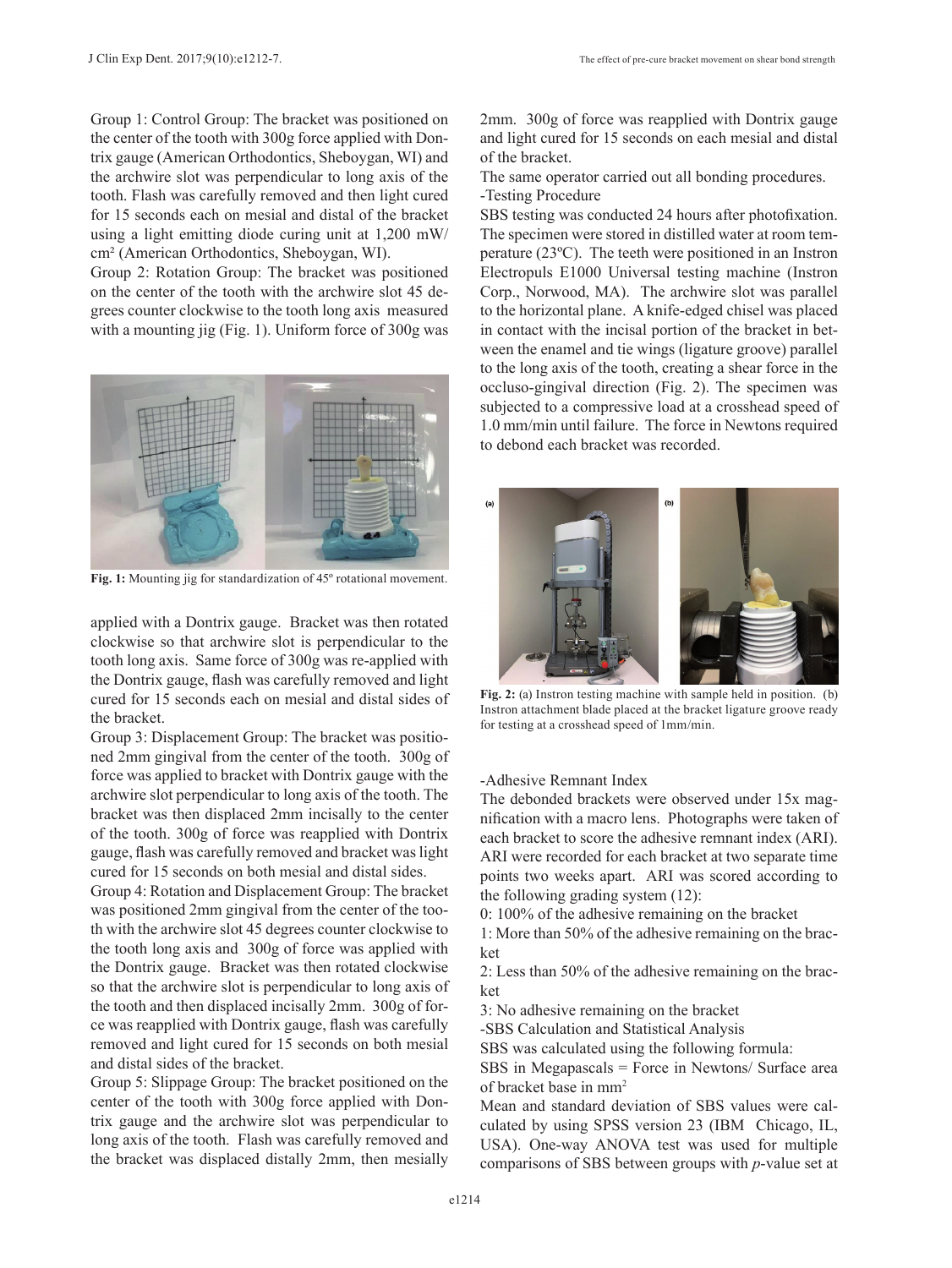Group 1: Control Group: The bracket was positioned on the center of the tooth with 300g force applied with Dontrix gauge (American Orthodontics, Sheboygan, WI) and the archwire slot was perpendicular to long axis of the tooth. Flash was carefully removed and then light cured for 15 seconds each on mesial and distal of the bracket using a light emitting diode curing unit at 1,200 mW/cm² (American Orthodontics, Sheboygan, WI).

Group 2: Rotation Group: The bracket was positioned on the center of the tooth with the archwire slot 45 degrees counter clockwise to the tooth long axis measured with a mounting jig (Fig. 1). Uniform force of 300g was applied with a Dontrix gauge. Bracket was then rotated clockwise so that archwire slot is perpendicular to the tooth long axis. Same force of 300g was re-applied with the Dontrix gauge, flash was carefully removed and light cured for 15 seconds each on mesial and distal sides of the bracket.

**Fig. 1:** Mounting jig for standardization of 45º rotational movement.

Group 3: Displacement Group: The bracket was positioned 2mm gingival from the center of the tooth. 300g of force was applied to bracket with Dontrix gauge with the archwire slot perpendicular to long axis of the tooth. The bracket was then displaced 2mm incisally to the center of the tooth. 300g of force was reapplied with Dontrix gauge, flash was carefully removed and bracket was light cured for 15 seconds on both mesial and distal sides.

Group 4: Rotation and Displacement Group: The bracket was positioned 2mm gingival from the center of the tooth with the archwire slot 45 degrees counter clockwise to the tooth long axis and 300g of force was applied with the Dontrix gauge. Bracket was then rotated clockwise so that the archwire slot is perpendicular to long axis of the tooth and then displaced incisally 2mm. 300g of force was reapplied with Dontrix gauge, flash was carefully removed and light cured for 15 seconds on both mesial and distal sides of the bracket.

Group 5: Slippage Group: The bracket positioned on the center of the tooth with 300g force applied with Dontrix gauge and the archwire slot was perpendicular to long axis of the tooth. Flash was carefully removed and the bracket was displaced distally 2mm, then mesially 2mm. 300g of force was reapplied with Dontrix gauge and light cured for 15 seconds on each mesial and distal of the bracket.

The same operator carried out all bonding procedures.

-Testing Procedure

SBS testing was conducted 24 hours after photofixation. The specimen were stored in distilled water at room temperature (23ºC). The teeth were positioned in an Instron Electropuls E1000 Universal testing machine (Instron Corp., Norwood, MA). The archwire slot was parallel to the horizontal plane. A knife-edged chisel was placed in contact with the incisal portion of the bracket in between the enamel and tie wings (ligature groove) parallel to the long axis of the tooth, creating a shear force in the occluso-gingival direction (Fig. 2). The specimen was subjected to a compressive load at a crosshead speed of 1.0 mm/min until failure. The force in Newtons required to debond each bracket was recorded.

**Fig. 2:** (a) Instron testing machine with sample held in position. (b) Instron attachment blade placed at the bracket ligature groove ready for testing at a crosshead speed of 1mm/min.

-Adhesive Remnant Index

The debonded brackets were observed under 15x magnification with a macro lens. Photographs were taken of each bracket to score the adhesive remnant index (ARI). ARI were recorded for each bracket at two separate time points two weeks apart. ARI was scored according to the following grading system (12):

0: 100% of the adhesive remaining on the bracket

1: More than 50% of the adhesive remaining on the bracket

2: Less than 50% of the adhesive remaining on the bracket

3: No adhesive remaining on the bracket

-SBS Calculation and Statistical Analysis

SBS was calculated using the following formula:

SBS in Megapascals = Force in Newtons/ Surface area of bracket base in $mm^2$

Mean and standard deviation of SBS values were calculated by using SPSS version 23 (IBM Chicago, IL, USA). One-way ANOVA test was used for multiple comparisons of SBS between groups with *p*-value set at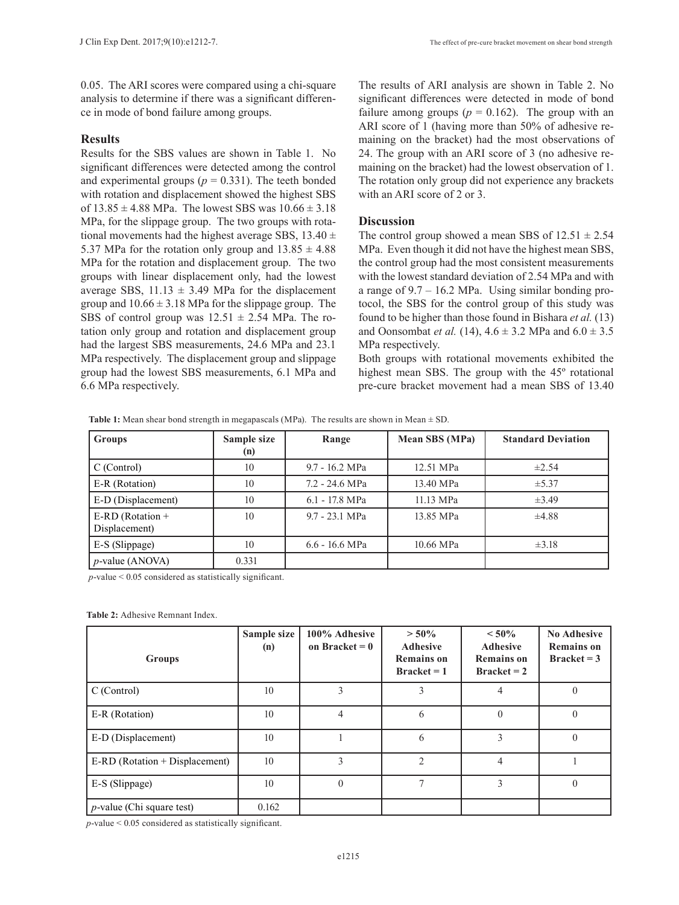0.05. The ARI scores were compared using a chi-square analysis to determine if there was a significant difference in mode of bond failure among groups.

## Results

Results for the SBS values are shown in Table 1. No significant differences were detected among the control and experimental groups ($p = 0.331$). The teeth bonded with rotation and displacement showed the highest SBS of $13.85 \pm 4.88$ MPa. The lowest SBS was $10.66 \pm 3.18$ MPa, for the slippage group. The two groups with rotational movements had the highest average SBS, $13.40 \pm 5.37$ MPa for the rotation only group and $13.85 \pm 4.88$ MPa for the rotation and displacement group. The two groups with linear displacement only, had the lowest average SBS, $11.13 \pm 3.49$ MPa for the displacement group and $10.66 \pm 3.18$ MPa for the slippage group. The SBS of control group was $12.51 \pm 2.54$ MPa. The rotation only group and rotation and displacement group had the largest SBS measurements, 24.6 MPa and 23.1 MPa respectively. The displacement group and slippage group had the lowest SBS measurements, 6.1 MPa and 6.6 MPa respectively.

The results of ARI analysis are shown in Table 2. No significant differences were detected in mode of bond failure among groups ($p = 0.162$). The group with an ARI score of 1 (having more than 50% of adhesive remaining on the bracket) had the most observations of 24. The group with an ARI score of 3 (no adhesive remaining on the bracket) had the lowest observation of 1. The rotation only group did not experience any brackets with an ARI score of 2 or 3.

## Discussion

The control group showed a mean SBS of $12.51 \pm 2.54$ MPa. Even though it did not have the highest mean SBS, the control group had the most consistent measurements with the lowest standard deviation of 2.54 MPa and with a range of 9.7 – 16.2 MPa. Using similar bonding protocol, the SBS for the control group of this study was found to be higher than those found in Bishara *et al.* (13) and Oonsombat *et al.* (14), $4.6 \pm 3.2$ MPa and $6.0 \pm 3.5$ MPa respectively.

Both groups with rotational movements exhibited the highest mean SBS. The group with the 45º rotational pre-cure bracket movement had a mean SBS of 13.40

**Table 1:** Mean shear bond strength in megapascals (MPa). The results are shown in Mean ± SD.

| Groups | Sample size (n) | Range | Mean SBS (MPa) | Standard Deviation |
|---|---|---|---|---|
| C (Control) | 10 | 9.7 - 16.2 MPa | 12.51 MPa | ±2.54 |
| E-R (Rotation) | 10 | 7.2 - 24.6 MPa | 13.40 MPa | ±5.37 |
| E-D (Displacement) | 10 | 6.1 - 17.8 MPa | 11.13 MPa | ±3.49 |
| E-RD (Rotation + Displacement) | 10 | 9.7 - 23.1 MPa | 13.85 MPa | ±4.88 |
| E-S (Slippage) | 10 | 6.6 - 16.6 MPa | 10.66 MPa | ±3.18 |
| *p*-value (ANOVA) | 0.331 | | | |

*p*-value < 0.05 considered as statistically significant.

**Table 2:** Adhesive Remnant Index.

| Groups | Sample size (n) | 100% Adhesive on Bracket = 0 | > 50% Adhesive Remains on Bracket = 1 | < 50% Adhesive Remains on Bracket = 2 | No Adhesive Remains on Bracket = 3 |
|---|---|---|---|---|---|
| C (Control) | 10 | 3 | 3 | 4 | 0 |
| E-R (Rotation) | 10 | 4 | 6 | 0 | 0 |
| E-D (Displacement) | 10 | 1 | 6 | 3 | 0 |
| E-RD (Rotation + Displacement) | 10 | 3 | 2 | 4 | 1 |
| E-S (Slippage) | 10 | 0 | 7 | 3 | 0 |
| *p*-value (Chi square test) | 0.162 | | | | |

*p*-value < 0.05 considered as statistically significant.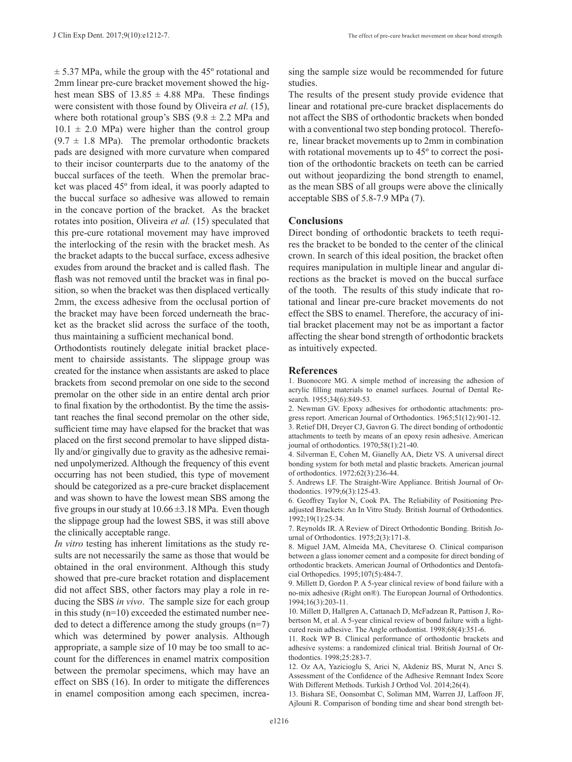± 5.37 MPa, while the group with the 45º rotational and 2mm linear pre-cure bracket movement showed the highest mean SBS of 13.85 ± 4.88 MPa. These findings were consistent with those found by Oliveira *et al.* (15), where both rotational group's SBS (9.8 ± 2.2 MPa and 10.1 ± 2.0 MPa) were higher than the control group (9.7 ± 1.8 MPa). The premolar orthodontic brackets pads are designed with more curvature when compared to their incisor counterparts due to the anatomy of the buccal surfaces of the teeth. When the premolar bracket was placed 45º from ideal, it was poorly adapted to the buccal surface so adhesive was allowed to remain in the concave portion of the bracket. As the bracket rotates into position, Oliveira *et al.* (15) speculated that this pre-cure rotational movement may have improved the interlocking of the resin with the bracket mesh. As the bracket adapts to the buccal surface, excess adhesive exudes from around the bracket and is called flash. The flash was not removed until the bracket was in final position, so when the bracket was then displaced vertically 2mm, the excess adhesive from the occlusal portion of the bracket may have been forced underneath the bracket as the bracket slid across the surface of the tooth, thus maintaining a sufficient mechanical bond.

Orthodontists routinely delegate initial bracket placement to chairside assistants. The slippage group was created for the instance when assistants are asked to place brackets from second premolar on one side to the second premolar on the other side in an entire dental arch prior to final fixation by the orthodontist. By the time the assistant reaches the final second premolar on the other side, sufficient time may have elapsed for the bracket that was placed on the first second premolar to have slipped distally and/or gingivally due to gravity as the adhesive remained unpolymerized. Although the frequency of this event occurring has not been studied, this type of movement should be categorized as a pre-cure bracket displacement and was shown to have the lowest mean SBS among the five groups in our study at 10.66 ±3.18 MPa. Even though the slippage group had the lowest SBS, it was still above the clinically acceptable range.

*In vitro* testing has inherent limitations as the study results are not necessarily the same as those that would be obtained in the oral environment. Although this study showed that pre-cure bracket rotation and displacement did not affect SBS, other factors may play a role in reducing the SBS *in vivo*. The sample size for each group in this study (n=10) exceeded the estimated number needed to detect a difference among the study groups (n=7) which was determined by power analysis. Although appropriate, a sample size of 10 may be too small to account for the differences in enamel matrix composition between the premolar specimens, which may have an effect on SBS (16). In order to mitigate the differences in enamel composition among each specimen, increasing the sample size would be recommended for future studies.

The results of the present study provide evidence that linear and rotational pre-cure bracket displacements do not affect the SBS of orthodontic brackets when bonded with a conventional two step bonding protocol. Therefore, linear bracket movements up to 2mm in combination with rotational movements up to 45º to correct the position of the orthodontic brackets on teeth can be carried out without jeopardizing the bond strength to enamel, as the mean SBS of all groups were above the clinically acceptable SBS of 5.8-7.9 MPa (7).

## Conclusions

Direct bonding of orthodontic brackets to teeth requires the bracket to be bonded to the center of the clinical crown. In search of this ideal position, the bracket often requires manipulation in multiple linear and angular directions as the bracket is moved on the buccal surface of the tooth. The results of this study indicate that rotational and linear pre-cure bracket movements do not effect the SBS to enamel. Therefore, the accuracy of initial bracket placement may not be as important a factor affecting the shear bond strength of orthodontic brackets as intuitively expected.

## References

1. Buonocore MG. A simple method of increasing the adhesion of acrylic filling materials to enamel surfaces. Journal of Dental Research. 1955;34(6):849-53.
2. Newman GV. Epoxy adhesives for orthodontic attachments: progress report. American Journal of Orthodontics. 1965;51(12):901-12.
3. Retief DH, Dreyer CJ, Gavron G. The direct bonding of orthodontic attachments to teeth by means of an epoxy resin adhesive. American journal of orthodontics. 1970;58(1):21-40.
4. Silverman E, Cohen M, Gianelly AA, Dietz VS. A universal direct bonding system for both metal and plastic brackets. American journal of orthodontics. 1972;62(3):236-44.
5. Andrews LF. The Straight-Wire Appliance. British Journal of Orthodontics. 1979;6(3):125-43.
6. Geoffrey Taylor N, Cook PA. The Reliability of Positioning Preadjusted Brackets: An In Vitro Study. British Journal of Orthodontics. 1992;19(1):25-34.
7. Reynolds IR. A Review of Direct Orthodontic Bonding. British Journal of Orthodontics. 1975;2(3):171-8.
8. Miguel JAM, Almeida MA, Chevitarese O. Clinical comparison between a glass ionomer cement and a composite for direct bonding of orthodontic brackets. American Journal of Orthodontics and Dentofacial Orthopedics. 1995;107(5):484-7.
9. Millett D, Gordon P. A 5-year clinical review of bond failure with a no-mix adhesive (Right on®). The European Journal of Orthodontics. 1994;16(3):203-11.
10. Millett D, Hallgren A, Cattanach D, McFadzean R, Pattison J, Robertson M, et al. A 5-year clinical review of bond failure with a light-cured resin adhesive. The Angle orthodontist. 1998;68(4):351-6.
11. Rock WP B. Clinical performance of orthodontic brackets and adhesive systems: a randomized clinical trial. British Journal of Orthodontics. 1998;25:283-7.
12. Oz AA, Yazicioglu S, Arici N, Akdeniz BS, Murat N, Arıcı S. Assessment of the Confidence of the Adhesive Remnant Index Score With Different Methods. Turkish J Orthod Vol. 2014;26(4).
13. Bishara SE, Oonsombat C, Soliman MM, Warren JJ, Laffoon JF, Ajlouni R. Comparison of bonding time and shear bond strength bet-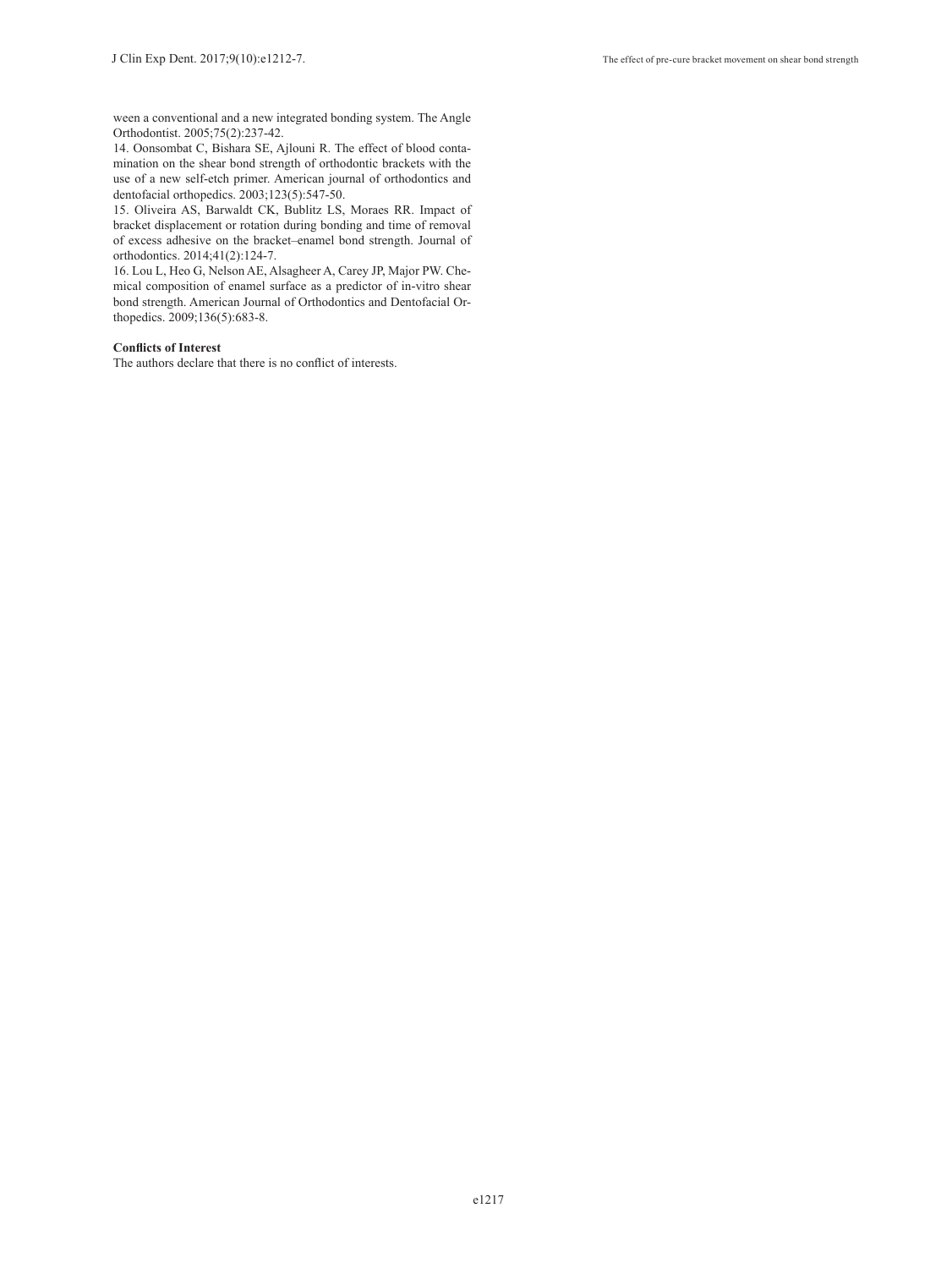ween a conventional and a new integrated bonding system. The Angle Orthodontist. 2005;75(2):237-42.

14. Oonsombat C, Bishara SE, Ajlouni R. The effect of blood contamination on the shear bond strength of orthodontic brackets with the use of a new self-etch primer. American journal of orthodontics and dentofacial orthopedics. 2003;123(5):547-50.

15. Oliveira AS, Barwaldt CK, Bublitz LS, Moraes RR. Impact of bracket displacement or rotation during bonding and time of removal of excess adhesive on the bracket–enamel bond strength. Journal of orthodontics. 2014;41(2):124-7.

16. Lou L, Heo G, Nelson AE, Alsagheer A, Carey JP, Major PW. Chemical composition of enamel surface as a predictor of in-vitro shear bond strength. American Journal of Orthodontics and Dentofacial Orthopedics. 2009;136(5):683-8.

**Conflicts of Interest**

The authors declare that there is no conflict of interests.